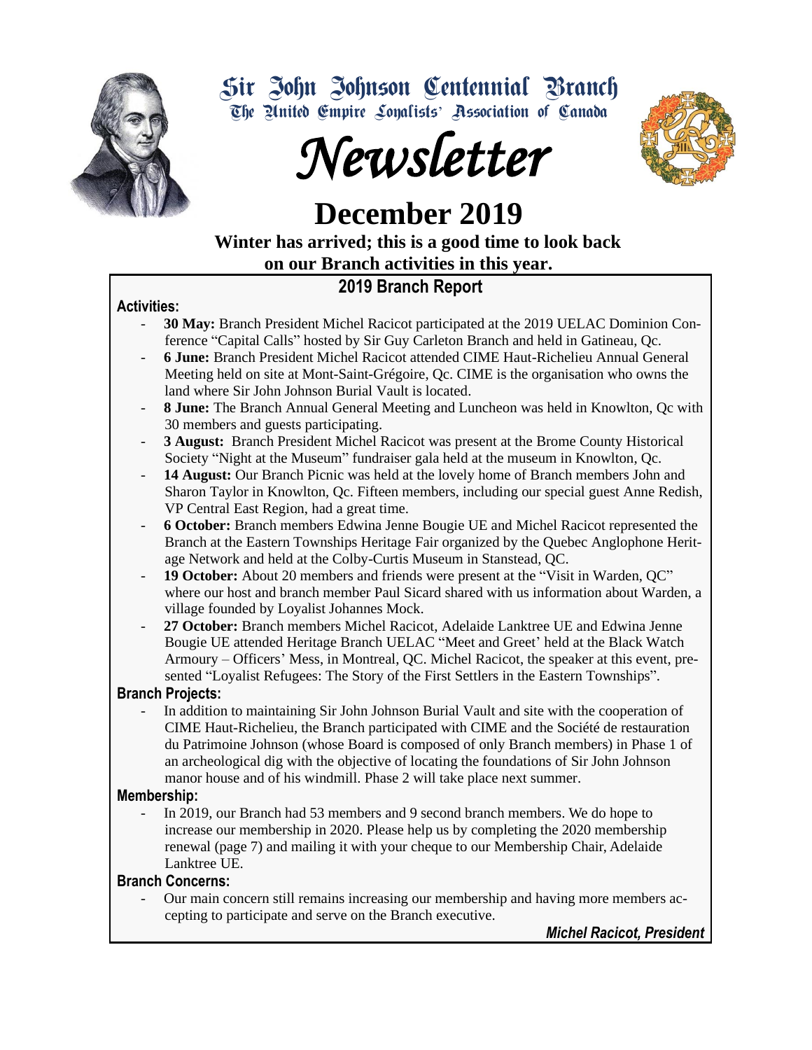# Sir John Johnson Centennial Branch

The United Empire Loyalists' Association of Canada

# *Newsletter*

# December 2019

**Winter has arrived; this is a good time to look back on our Branch activities in this year.**

## 2019 Branch Report

### Activities:

- **30 May:** Branch President Michel Racicot participated at the 2019 UELAC Dominion Conference "Capital Calls" hosted by Sir Guy Carleton Branch and held in Gatineau, Qc.
- **6 June:** Branch President Michel Racicot attended CIME Haut-Richelieu Annual General Meeting held on site at Mont-Saint-Grégoire, Qc. CIME is the organisation who owns the land where Sir John Johnson Burial Vault is located.
- **8 June:** The Branch Annual General Meeting and Luncheon was held in Knowlton, Qc with 30 members and guests participating.
- **3 August:** Branch President Michel Racicot was present at the Brome County Historical Society "Night at the Museum" fundraiser gala held at the museum in Knowlton, Qc.
- **14 August:** Our Branch Picnic was held at the lovely home of Branch members John and Sharon Taylor in Knowlton, Qc. Fifteen members, including our special guest Anne Redish, VP Central East Region, had a great time.
- **6 October:** Branch members Edwina Jenne Bougie UE and Michel Racicot represented the Branch at the Eastern Townships Heritage Fair organized by the Quebec Anglophone Heritage Network and held at the Colby-Curtis Museum in Stanstead, QC.
- **19 October:** About 20 members and friends were present at the "Visit in Warden, QC" where our host and branch member Paul Sicard shared with us information about Warden, a village founded by Loyalist Johannes Mock.
- **27 October:** Branch members Michel Racicot, Adelaide Lanktree UE and Edwina Jenne Bougie UE attended Heritage Branch UELAC "Meet and Greet' held at the Black Watch Armoury – Officers' Mess, in Montreal, QC. Michel Racicot, the speaker at this event, presented "Loyalist Refugees: The Story of the First Settlers in the Eastern Townships".

### Branch Projects:

- In addition to maintaining Sir John Johnson Burial Vault and site with the cooperation of CIME Haut-Richelieu, the Branch participated with CIME and the Société de restauration du Patrimoine Johnson (whose Board is composed of only Branch members) in Phase 1 of an archeological dig with the objective of locating the foundations of Sir John Johnson manor house and of his windmill. Phase 2 will take place next summer.

### Membership:

- In 2019, our Branch had 53 members and 9 second branch members. We do hope to increase our membership in 2020. Please help us by completing the 2020 membership renewal (page 7) and mailing it with your cheque to our Membership Chair, Adelaide Lanktree UE.

### Branch Concerns:

- Our main concern still remains increasing our membership and having more members accepting to participate and serve on the Branch executive.

***Michel Racicot, President***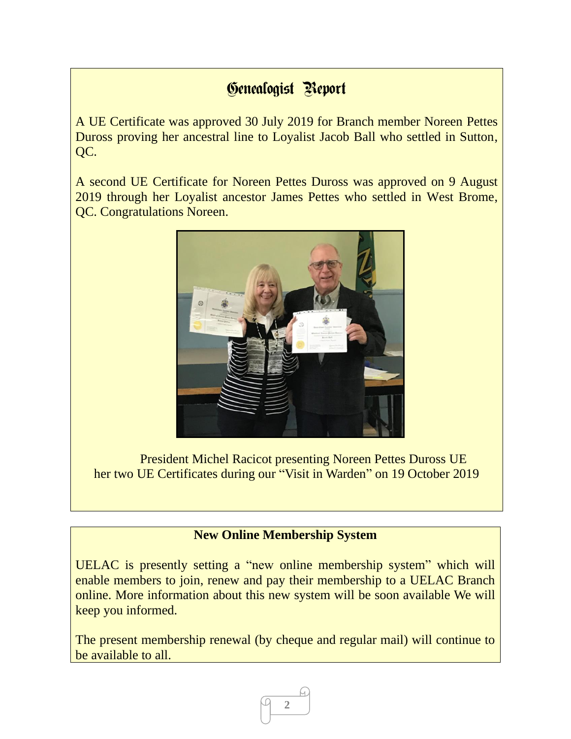# Genealogist Report

A UE Certificate was approved 30 July 2019 for Branch member Noreen Pettes Duross proving her ancestral line to Loyalist Jacob Ball who settled in Sutton, QC.

A second UE Certificate for Noreen Pettes Duross was approved on 9 August 2019 through her Loyalist ancestor James Pettes who settled in West Brome, QC. Congratulations Noreen.

President Michel Racicot presenting Noreen Pettes Duross UE her two UE Certificates during our "Visit in Warden" on 19 October 2019

## New Online Membership System

UELAC is presently setting a "new online membership system" which will enable members to join, renew and pay their membership to a UELAC Branch online. More information about this new system will be soon available We will keep you informed.

The present membership renewal (by cheque and regular mail) will continue to be available to all.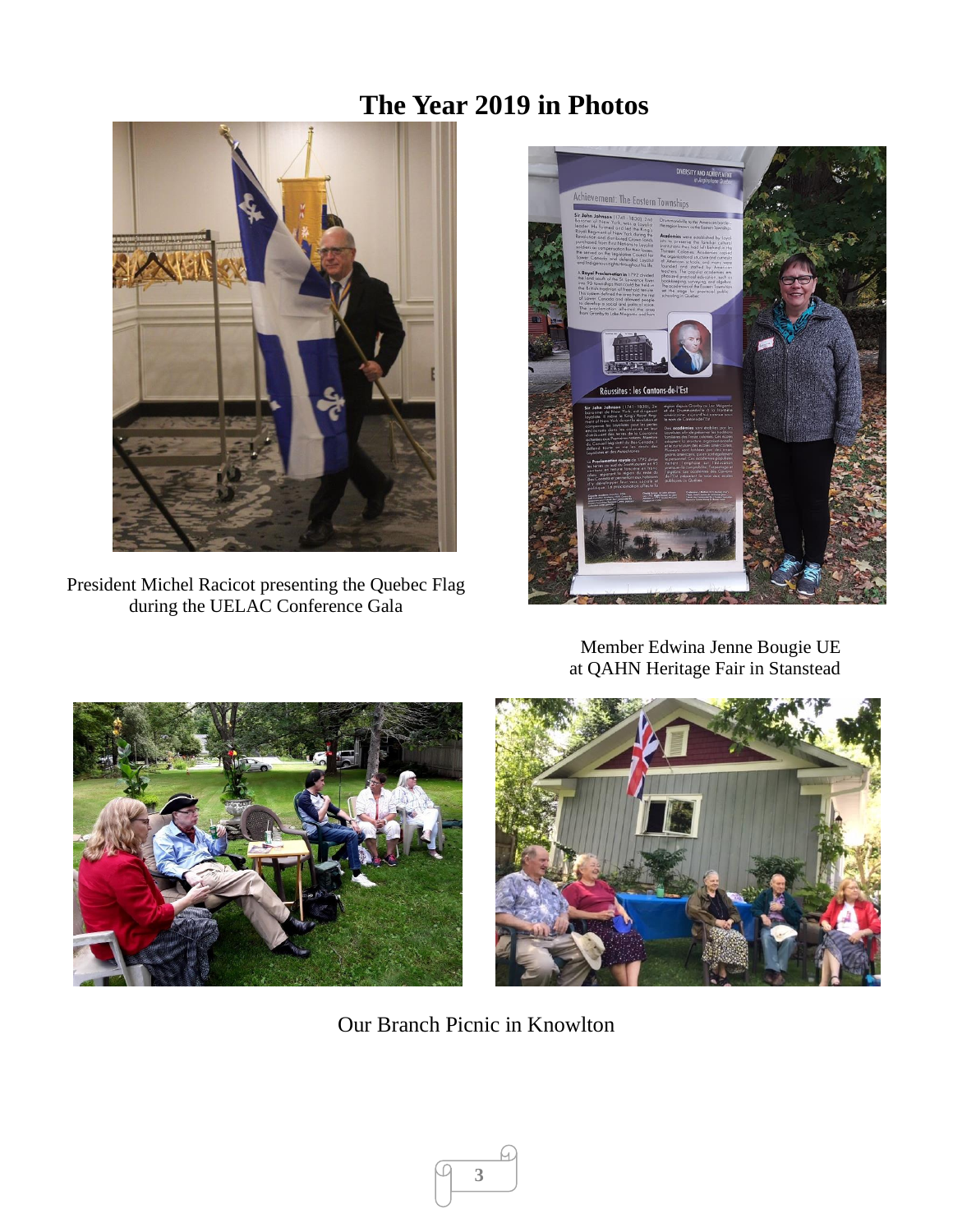# The Year 2019 in Photos

President Michel Racicot presenting the Quebec Flag during the UELAC Conference Gala

Member Edwina Jenne Bougie UE at QAHN Heritage Fair in Stanstead

Our Branch Picnic in Knowlton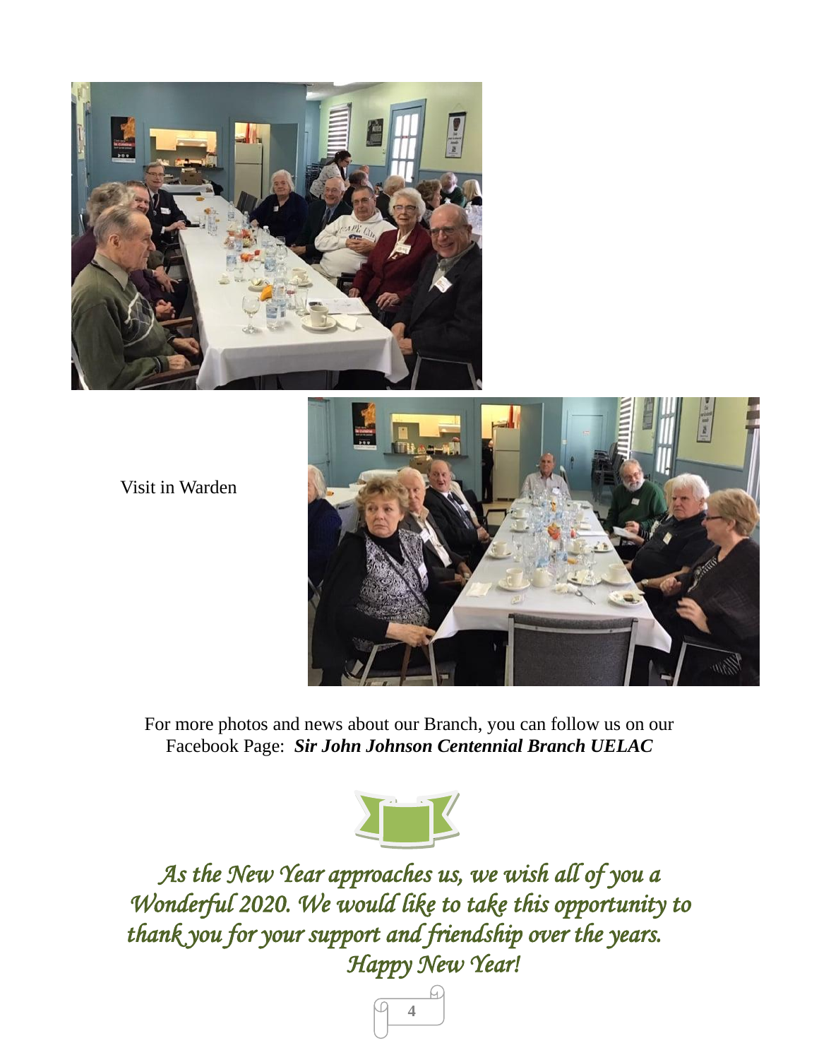Visit in Warden

For more photos and news about our Branch, you can follow us on our Facebook Page: ***Sir John Johnson Centennial Branch UELAC***

*As the New Year approaches us, we wish all of you a Wonderful 2020. We would like to take this opportunity to thank you for your support and friendship over the years.*

*Happy New Year!*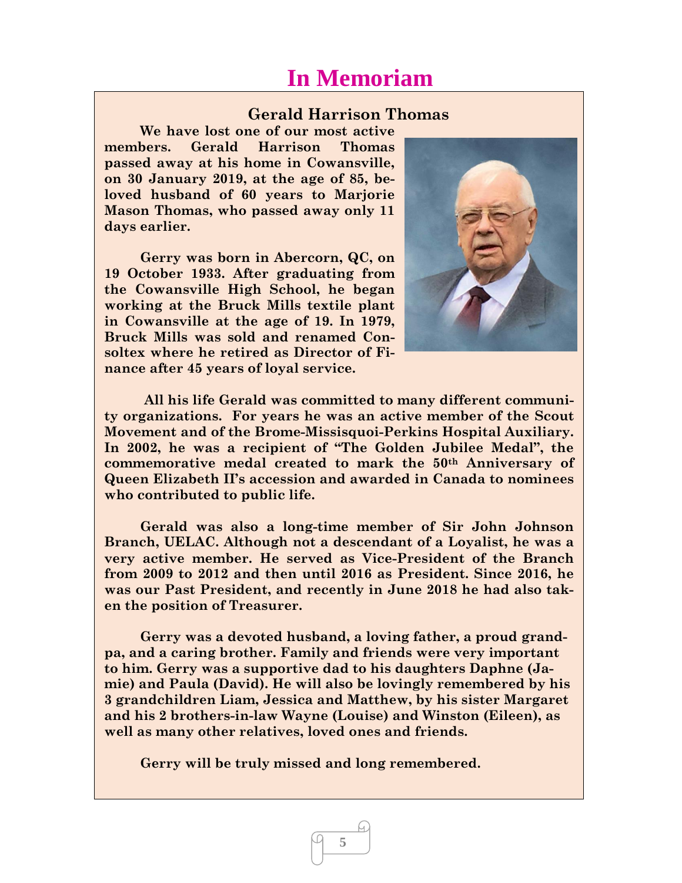# In Memoriam

## Gerald Harrison Thomas

**We have lost one of our most active members. Gerald Harrison Thomas passed away at his home in Cowansville, on 30 January 2019, at the age of 85, beloved husband of 60 years to Marjorie Mason Thomas, who passed away only 11 days earlier.**

**Gerry was born in Abercorn, QC, on 19 October 1933. After graduating from the Cowansville High School, he began working at the Bruck Mills textile plant in Cowansville at the age of 19. In 1979, Bruck Mills was sold and renamed Consoltex where he retired as Director of Finance after 45 years of loyal service.**

**All his life Gerald was committed to many different community organizations. For years he was an active member of the Scout Movement and of the Brome-Missisquoi-Perkins Hospital Auxiliary. In 2002, he was a recipient of "The Golden Jubilee Medal", the commemorative medal created to mark the 50th Anniversary of Queen Elizabeth II's accession and awarded in Canada to nominees who contributed to public life.**

**Gerald was also a long-time member of Sir John Johnson Branch, UELAC. Although not a descendant of a Loyalist, he was a very active member. He served as Vice-President of the Branch from 2009 to 2012 and then until 2016 as President. Since 2016, he was our Past President, and recently in June 2018 he had also taken the position of Treasurer.**

**Gerry was a devoted husband, a loving father, a proud grandpa, and a caring brother. Family and friends were very important to him. Gerry was a supportive dad to his daughters Daphne (Jamie) and Paula (David). He will also be lovingly remembered by his 3 grandchildren Liam, Jessica and Matthew, by his sister Margaret and his 2 brothers-in-law Wayne (Louise) and Winston (Eileen), as well as many other relatives, loved ones and friends.**

**Gerry will be truly missed and long remembered.**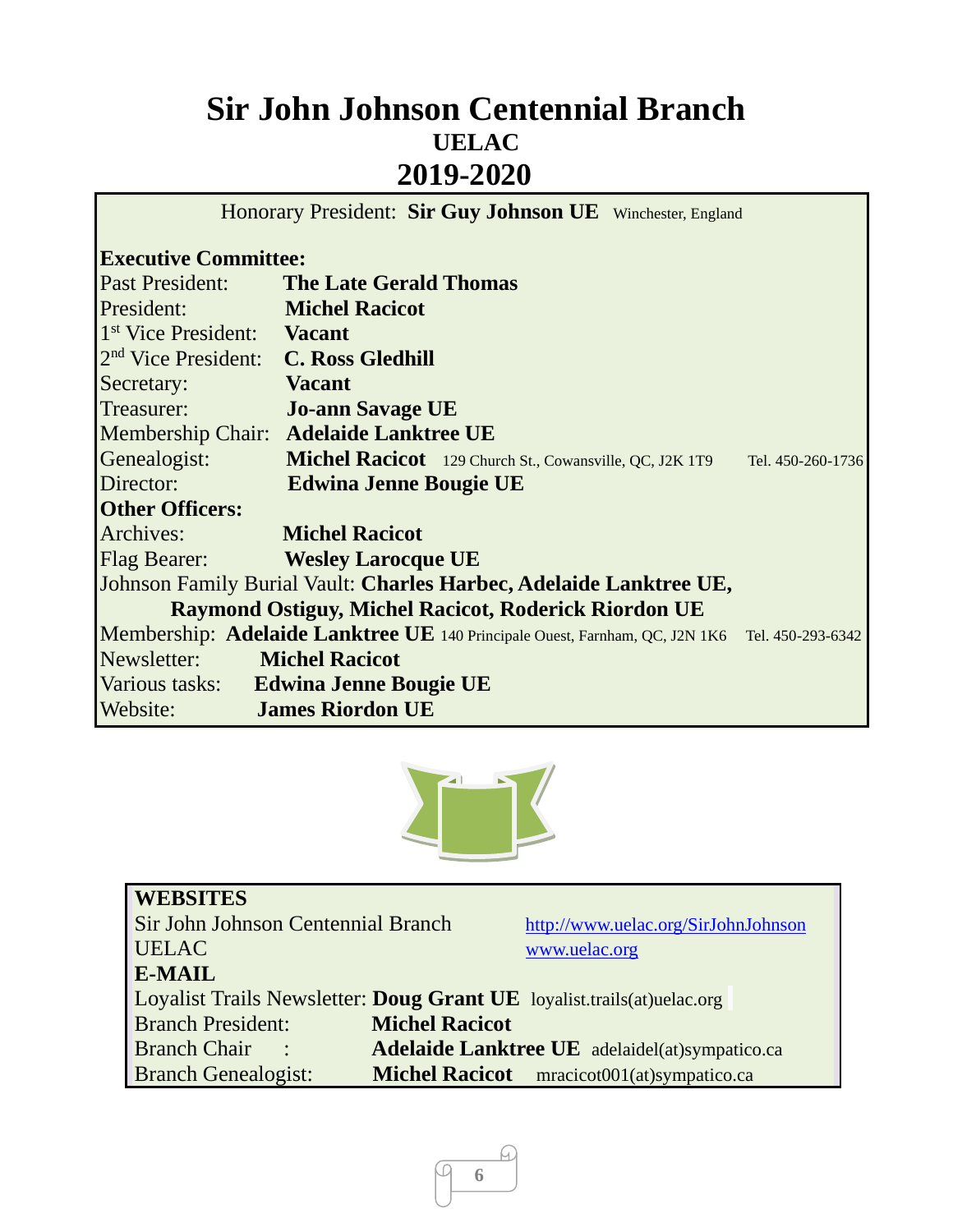# Sir John Johnson Centennial Branch

## UELAC

## 2019-2020

Honorary President: **Sir Guy Johnson UE** Winchester, England

**Executive Committee:**

Past President: **The Late Gerald Thomas**
President: **Michel Racicot**
1st Vice President: **Vacant**
2nd Vice President: **C. Ross Gledhill**
Secretary: **Vacant**
Treasurer: **Jo-ann Savage UE**
Membership Chair: **Adelaide Lanktree UE**
Genealogist: **Michel Racicot** 129 Church St., Cowansville, QC, J2K 1T9 Tel. 450-260-1736
Director: **Edwina Jenne Bougie UE**

**Other Officers:**

Archives: **Michel Racicot**
Flag Bearer: **Wesley Larocque UE**
Johnson Family Burial Vault: **Charles Harbec, Adelaide Lanktree UE, Raymond Ostiguy, Michel Racicot, Roderick Riordon UE**
Membership: **Adelaide Lanktree UE** 140 Principale Ouest, Farnham, QC, J2N 1K6 Tel. 450-293-6342
Newsletter: **Michel Racicot**
Various tasks: **Edwina Jenne Bougie UE**
Website: **James Riordon UE**

**WEBSITES**

Sir John Johnson Centennial Branch http://www.uelac.org/SirJohnJohnson
UELAC www.uelac.org

**E-MAIL**

Loyalist Trails Newsletter: **Doug Grant UE** loyalist.trails(at)uelac.org
Branch President: **Michel Racicot**
Branch Chair : **Adelaide Lanktree UE** adelaidel(at)sympatico.ca
Branch Genealogist: **Michel Racicot** mracicot001(at)sympatico.ca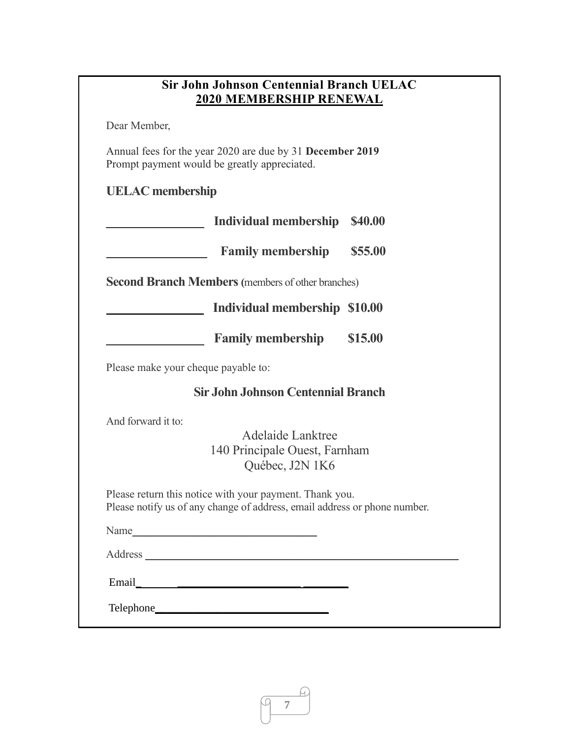## Sir John Johnson Centennial Branch UELAC
## 2020 MEMBERSHIP RENEWAL

Dear Member,

Annual fees for the year 2020 are due by 31 **December 2019**
Prompt payment would be greatly appreciated.

**UELAC membership**

________________ **Individual membership $40.00**

________________ **Family membership $55.00**

**Second Branch Members (**members of other branches)

________________ **Individual membership $10.00**

________________ **Family membership $15.00**

Please make your cheque payable to:

**Sir John Johnson Centennial Branch**

And forward it to:

Adelaide Lanktree
140 Principale Ouest, Farnham
Québec, J2N 1K6

Please return this notice with your payment. Thank you.
Please notify us of any change of address, email address or phone number.

Name________________________________

Address ________________________________________________________

Email________________________________

Telephone________________________________